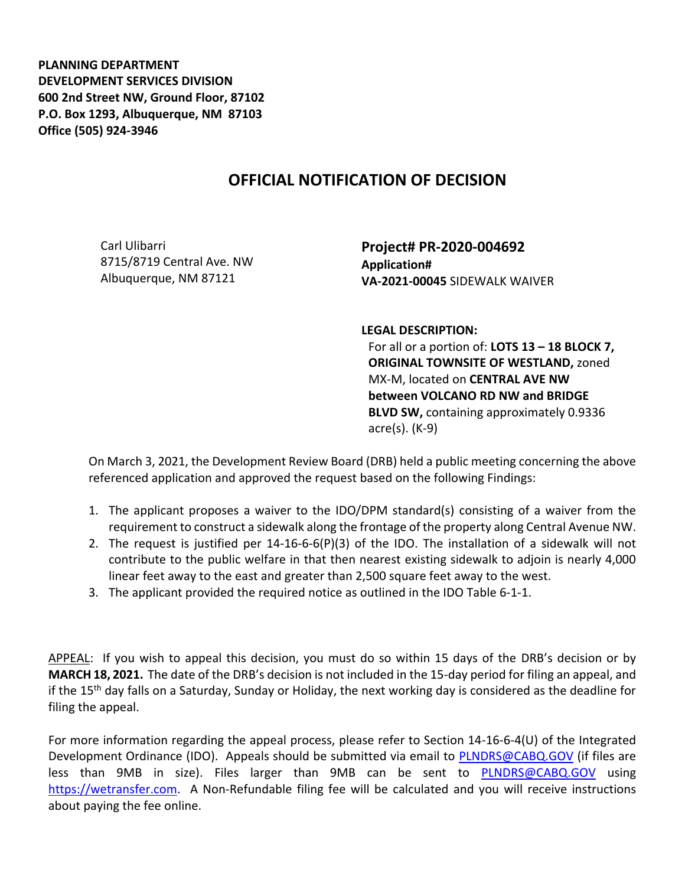**PLANNING DEPARTMENT**
**DEVELOPMENT SERVICES DIVISION**
**600 2nd Street NW, Ground Floor, 87102**
**P.O. Box 1293, Albuquerque, NM 87103**
**Office (505) 924-3946**

# OFFICIAL NOTIFICATION OF DECISION

Carl Ulibarri
8715/8719 Central Ave. NW
Albuquerque, NM 87121

**Project# PR-2020-004692**
**Application#**
**VA-2021-00045** SIDEWALK WAIVER

**LEGAL DESCRIPTION:**
For all or a portion of: **LOTS 13 – 18 BLOCK 7, ORIGINAL TOWNSITE OF WESTLAND,** zoned MX-M, located on **CENTRAL AVE NW between VOLCANO RD NW and BRIDGE BLVD SW,** containing approximately 0.9336 acre(s). (K-9)

On March 3, 2021, the Development Review Board (DRB) held a public meeting concerning the above referenced application and approved the request based on the following Findings:

1. The applicant proposes a waiver to the IDO/DPM standard(s) consisting of a waiver from the requirement to construct a sidewalk along the frontage of the property along Central Avenue NW.
2. The request is justified per 14-16-6-6(P)(3) of the IDO. The installation of a sidewalk will not contribute to the public welfare in that then nearest existing sidewalk to adjoin is nearly 4,000 linear feet away to the east and greater than 2,500 square feet away to the west.
3. The applicant provided the required notice as outlined in the IDO Table 6-1-1.

APPEAL: If you wish to appeal this decision, you must do so within 15 days of the DRB's decision or by **MARCH 18, 2021.** The date of the DRB's decision is not included in the 15-day period for filing an appeal, and if the 15th day falls on a Saturday, Sunday or Holiday, the next working day is considered as the deadline for filing the appeal.

For more information regarding the appeal process, please refer to Section 14-16-6-4(U) of the Integrated Development Ordinance (IDO). Appeals should be submitted via email to PLNDRS@CABQ.GOV (if files are less than 9MB in size). Files larger than 9MB can be sent to PLNDRS@CABQ.GOV using https://wetransfer.com. A Non-Refundable filing fee will be calculated and you will receive instructions about paying the fee online.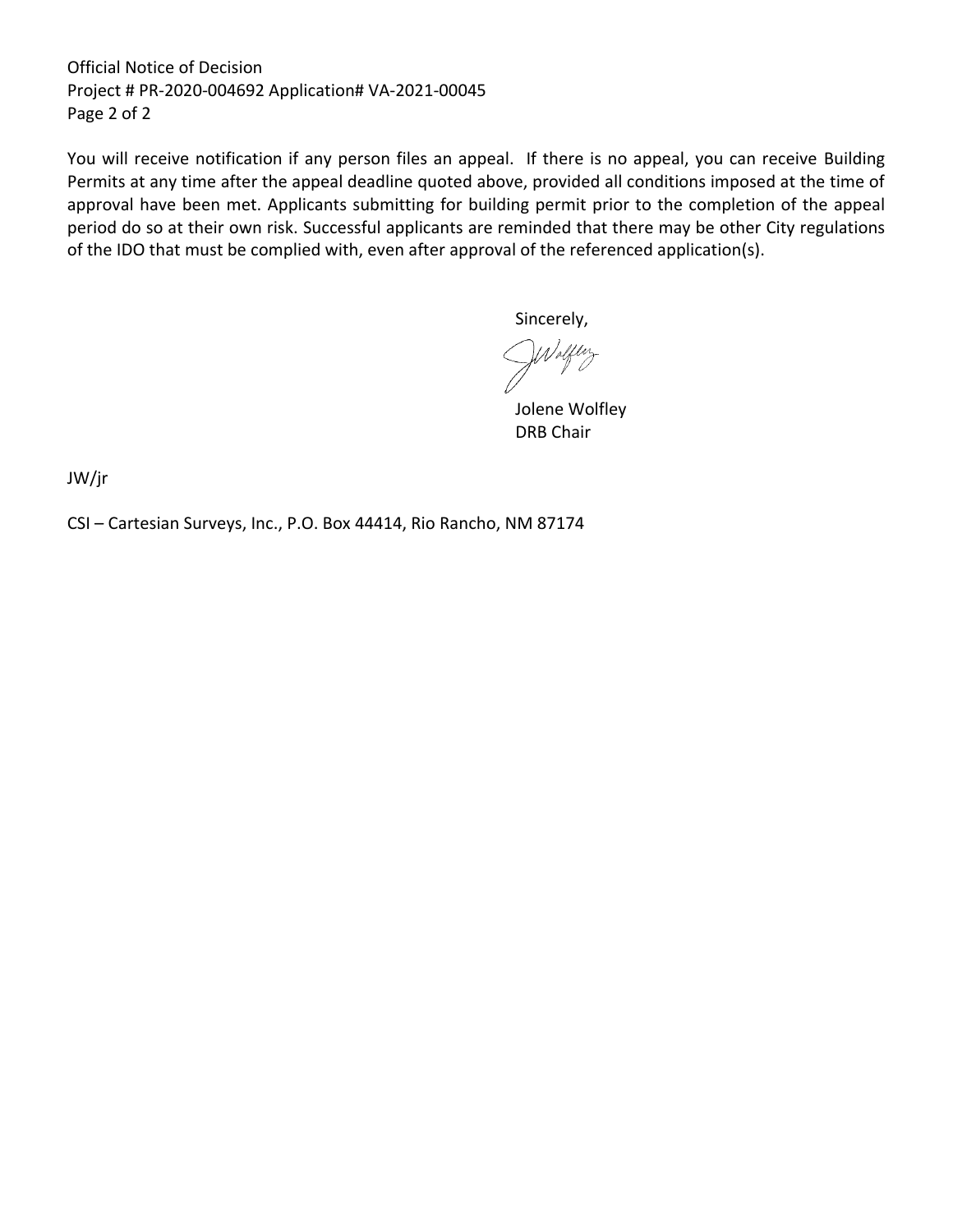You will receive notification if any person files an appeal. If there is no appeal, you can receive Building Permits at any time after the appeal deadline quoted above, provided all conditions imposed at the time of approval have been met. Applicants submitting for building permit prior to the completion of the appeal period do so at their own risk. Successful applicants are reminded that there may be other City regulations of the IDO that must be complied with, even after approval of the referenced application(s).

Sincerely,

Jolene Wolfley
DRB Chair

JW/jr

CSI – Cartesian Surveys, Inc., P.O. Box 44414, Rio Rancho, NM 87174